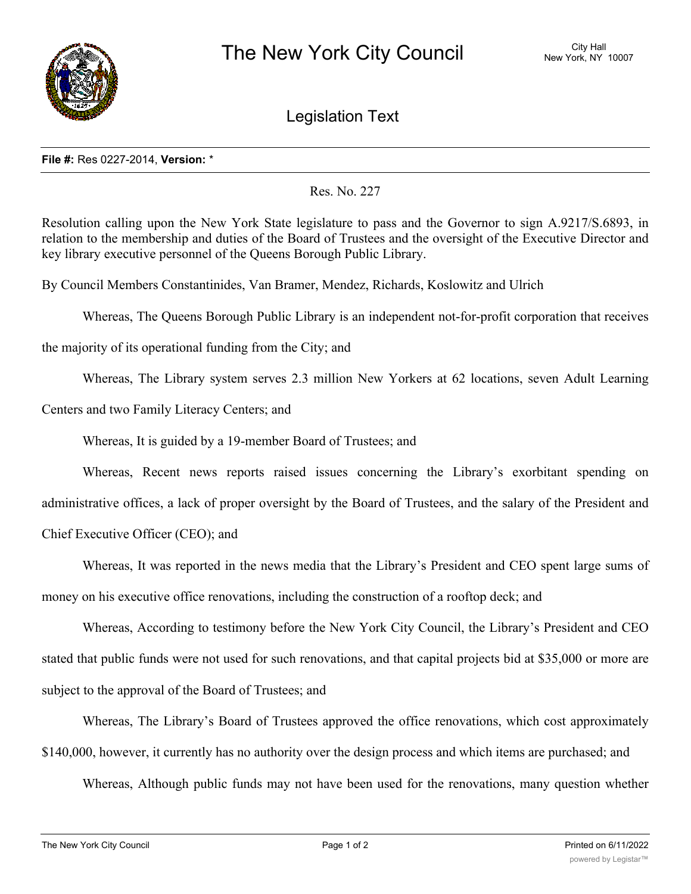# The New York City Council

City Hall
New York, NY 10007

## Legislation Text

**File #:** Res 0227-2014, **Version:** *

Res. No. 227

Resolution calling upon the New York State legislature to pass and the Governor to sign A.9217/S.6893, in relation to the membership and duties of the Board of Trustees and the oversight of the Executive Director and key library executive personnel of the Queens Borough Public Library.

By Council Members Constantinides, Van Bramer, Mendez, Richards, Koslowitz and Ulrich

Whereas, The Queens Borough Public Library is an independent not-for-profit corporation that receives the majority of its operational funding from the City; and

Whereas, The Library system serves 2.3 million New Yorkers at 62 locations, seven Adult Learning Centers and two Family Literacy Centers; and

Whereas, It is guided by a 19-member Board of Trustees; and

Whereas, Recent news reports raised issues concerning the Library's exorbitant spending on administrative offices, a lack of proper oversight by the Board of Trustees, and the salary of the President and Chief Executive Officer (CEO); and

Whereas, It was reported in the news media that the Library's President and CEO spent large sums of money on his executive office renovations, including the construction of a rooftop deck; and

Whereas, According to testimony before the New York City Council, the Library's President and CEO stated that public funds were not used for such renovations, and that capital projects bid at $35,000 or more are subject to the approval of the Board of Trustees; and

Whereas, The Library's Board of Trustees approved the office renovations, which cost approximately $140,000, however, it currently has no authority over the design process and which items are purchased; and

Whereas, Although public funds may not have been used for the renovations, many question whether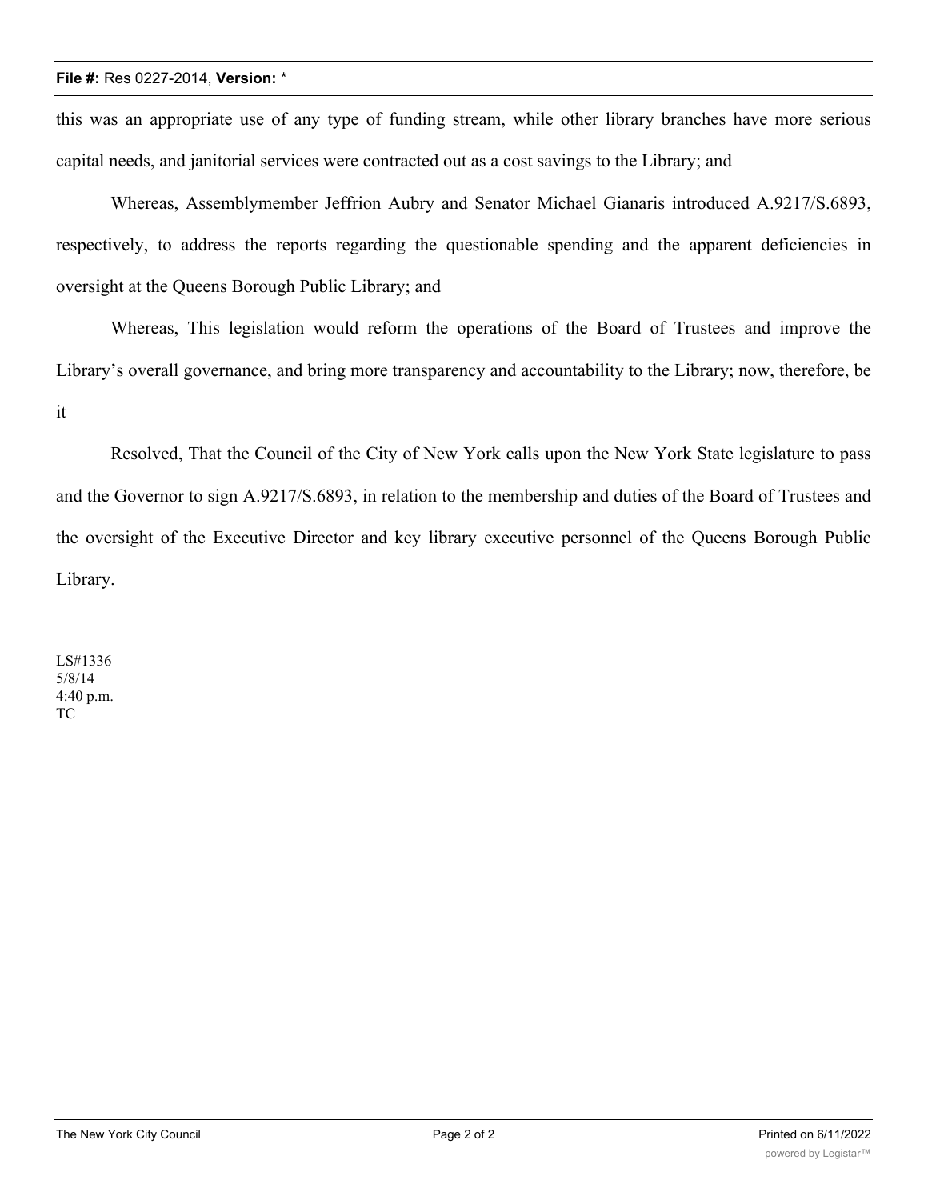this was an appropriate use of any type of funding stream, while other library branches have more serious capital needs, and janitorial services were contracted out as a cost savings to the Library; and

Whereas, Assemblymember Jeffrion Aubry and Senator Michael Gianaris introduced A.9217/S.6893, respectively, to address the reports regarding the questionable spending and the apparent deficiencies in oversight at the Queens Borough Public Library; and

Whereas, This legislation would reform the operations of the Board of Trustees and improve the Library's overall governance, and bring more transparency and accountability to the Library; now, therefore, be it

Resolved, That the Council of the City of New York calls upon the New York State legislature to pass and the Governor to sign A.9217/S.6893, in relation to the membership and duties of the Board of Trustees and the oversight of the Executive Director and key library executive personnel of the Queens Borough Public Library.

LS#1336
5/8/14
4:40 p.m.
TC